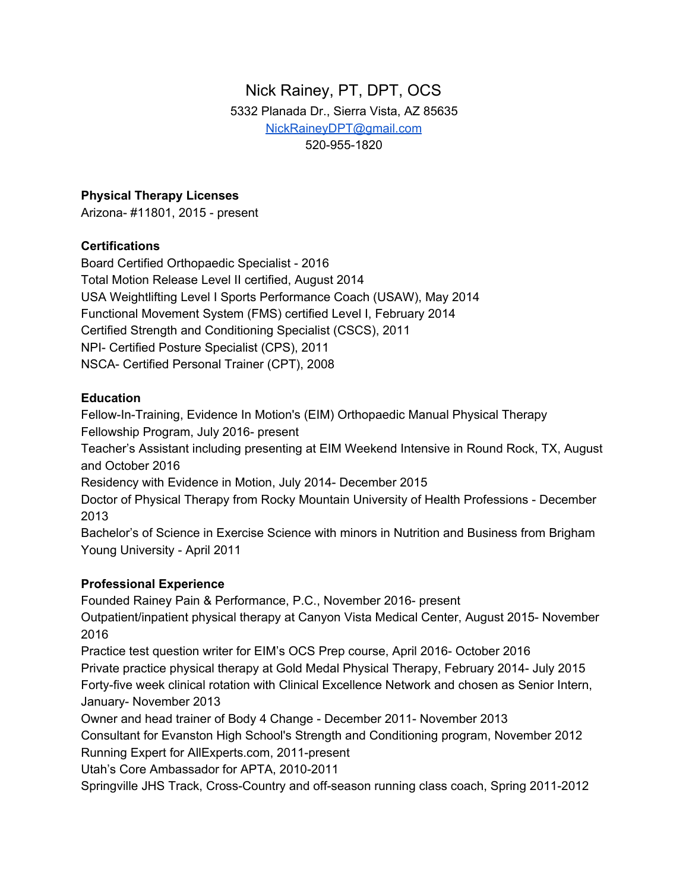# Nick Rainey, PT, DPT, OCS

5332 Planada Dr., Sierra Vista, AZ 85635
NickRaineyDPT@gmail.com
520-955-1820

**Physical Therapy Licenses**
Arizona- #11801, 2015 - present

**Certifications**
Board Certified Orthopaedic Specialist - 2016
Total Motion Release Level II certified, August 2014
USA Weightlifting Level I Sports Performance Coach (USAW), May 2014
Functional Movement System (FMS) certified Level I, February 2014
Certified Strength and Conditioning Specialist (CSCS), 2011
NPI- Certified Posture Specialist (CPS), 2011
NSCA- Certified Personal Trainer (CPT), 2008

**Education**
Fellow-In-Training, Evidence In Motion's (EIM) Orthopaedic Manual Physical Therapy Fellowship Program, July 2016- present
Teacher's Assistant including presenting at EIM Weekend Intensive in Round Rock, TX, August and October 2016
Residency with Evidence in Motion, July 2014- December 2015
Doctor of Physical Therapy from Rocky Mountain University of Health Professions - December 2013
Bachelor's of Science in Exercise Science with minors in Nutrition and Business from Brigham Young University - April 2011

**Professional Experience**
Founded Rainey Pain & Performance, P.C., November 2016- present
Outpatient/inpatient physical therapy at Canyon Vista Medical Center, August 2015- November 2016
Practice test question writer for EIM's OCS Prep course, April 2016- October 2016
Private practice physical therapy at Gold Medal Physical Therapy, February 2014- July 2015
Forty-five week clinical rotation with Clinical Excellence Network and chosen as Senior Intern, January- November 2013
Owner and head trainer of Body 4 Change - December 2011- November 2013
Consultant for Evanston High School's Strength and Conditioning program, November 2012
Running Expert for AllExperts.com, 2011-present
Utah's Core Ambassador for APTA, 2010-2011
Springville JHS Track, Cross-Country and off-season running class coach, Spring 2011-2012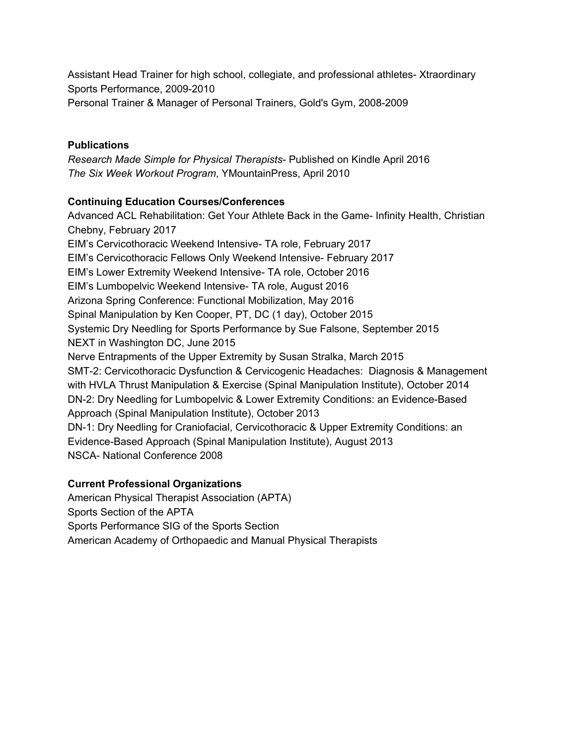Assistant Head Trainer for high school, collegiate, and professional athletes- Xtraordinary Sports Performance, 2009-2010
Personal Trainer & Manager of Personal Trainers, Gold's Gym, 2008-2009

**Publications**

*Research Made Simple for Physical Therapists*- Published on Kindle April 2016
*The Six Week Workout Program*, YMountainPress, April 2010

**Continuing Education Courses/Conferences**

Advanced ACL Rehabilitation: Get Your Athlete Back in the Game- Infinity Health, Christian Chebny, February 2017
EIM's Cervicothoracic Weekend Intensive- TA role, February 2017
EIM's Cervicothoracic Fellows Only Weekend Intensive- February 2017
EIM's Lower Extremity Weekend Intensive- TA role, October 2016
EIM's Lumbopelvic Weekend Intensive- TA role, August 2016
Arizona Spring Conference: Functional Mobilization, May 2016
Spinal Manipulation by Ken Cooper, PT, DC (1 day), October 2015
Systemic Dry Needling for Sports Performance by Sue Falsone, September 2015
NEXT in Washington DC, June 2015
Nerve Entrapments of the Upper Extremity by Susan Stralka, March 2015
SMT-2: Cervicothoracic Dysfunction & Cervicogenic Headaches: Diagnosis & Management with HVLA Thrust Manipulation & Exercise (Spinal Manipulation Institute), October 2014
DN-2: Dry Needling for Lumbopelvic & Lower Extremity Conditions: an Evidence-Based Approach (Spinal Manipulation Institute), October 2013
DN-1: Dry Needling for Craniofacial, Cervicothoracic & Upper Extremity Conditions: an Evidence-Based Approach (Spinal Manipulation Institute), August 2013
NSCA- National Conference 2008

**Current Professional Organizations**

American Physical Therapist Association (APTA)
Sports Section of the APTA
Sports Performance SIG of the Sports Section
American Academy of Orthopaedic and Manual Physical Therapists